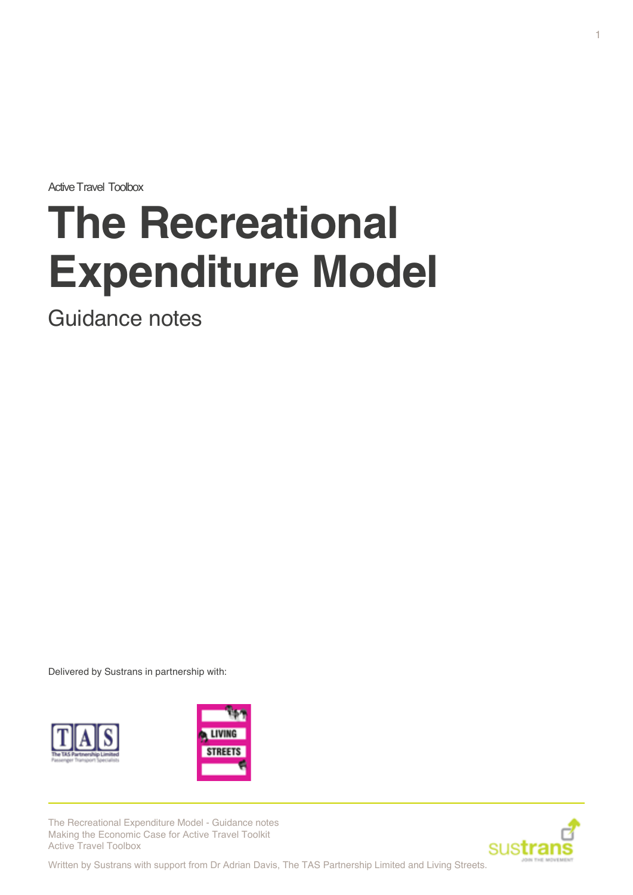Active Travel Toolbox

# The Recreational Expenditure Model

## Guidance notes

Delivered by Sustrans in partnership with:

The Recreational Expenditure Model - Guidance notes
Making the Economic Case for Active Travel Toolkit
Active Travel Toolbox

Written by Sustrans with support from Dr Adrian Davis, The TAS Partnership Limited and Living Streets.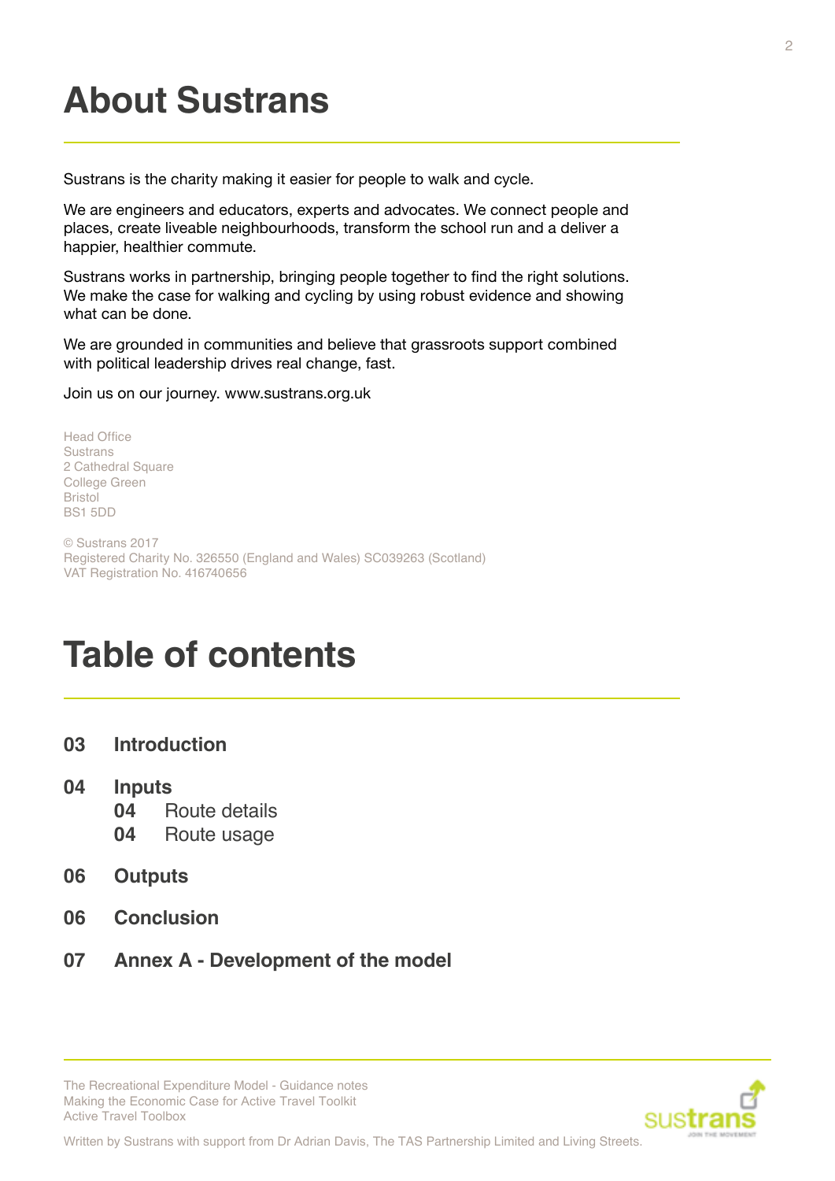# About Sustrans

Sustrans is the charity making it easier for people to walk and cycle.

We are engineers and educators, experts and advocates. We connect people and places, create liveable neighbourhoods, transform the school run and a deliver a happier, healthier commute.

Sustrans works in partnership, bringing people together to find the right solutions. We make the case for walking and cycling by using robust evidence and showing what can be done.

We are grounded in communities and believe that grassroots support combined with political leadership drives real change, fast.

Join us on our journey. www.sustrans.org.uk

Head Office
Sustrans
2 Cathedral Square
College Green
Bristol
BS1 5DD

© Sustrans 2017
Registered Charity No. 326550 (England and Wales) SC039263 (Scotland)
VAT Registration No. 416740656

# Table of contents

**03 Introduction**

**04 Inputs**
- **04** Route details
- **04** Route usage

**06 Outputs**

**06 Conclusion**

**07 Annex A - Development of the model**

The Recreational Expenditure Model - Guidance notes
Making the Economic Case for Active Travel Toolkit
Active Travel Toolbox

Written by Sustrans with support from Dr Adrian Davis, The TAS Partnership Limited and Living Streets.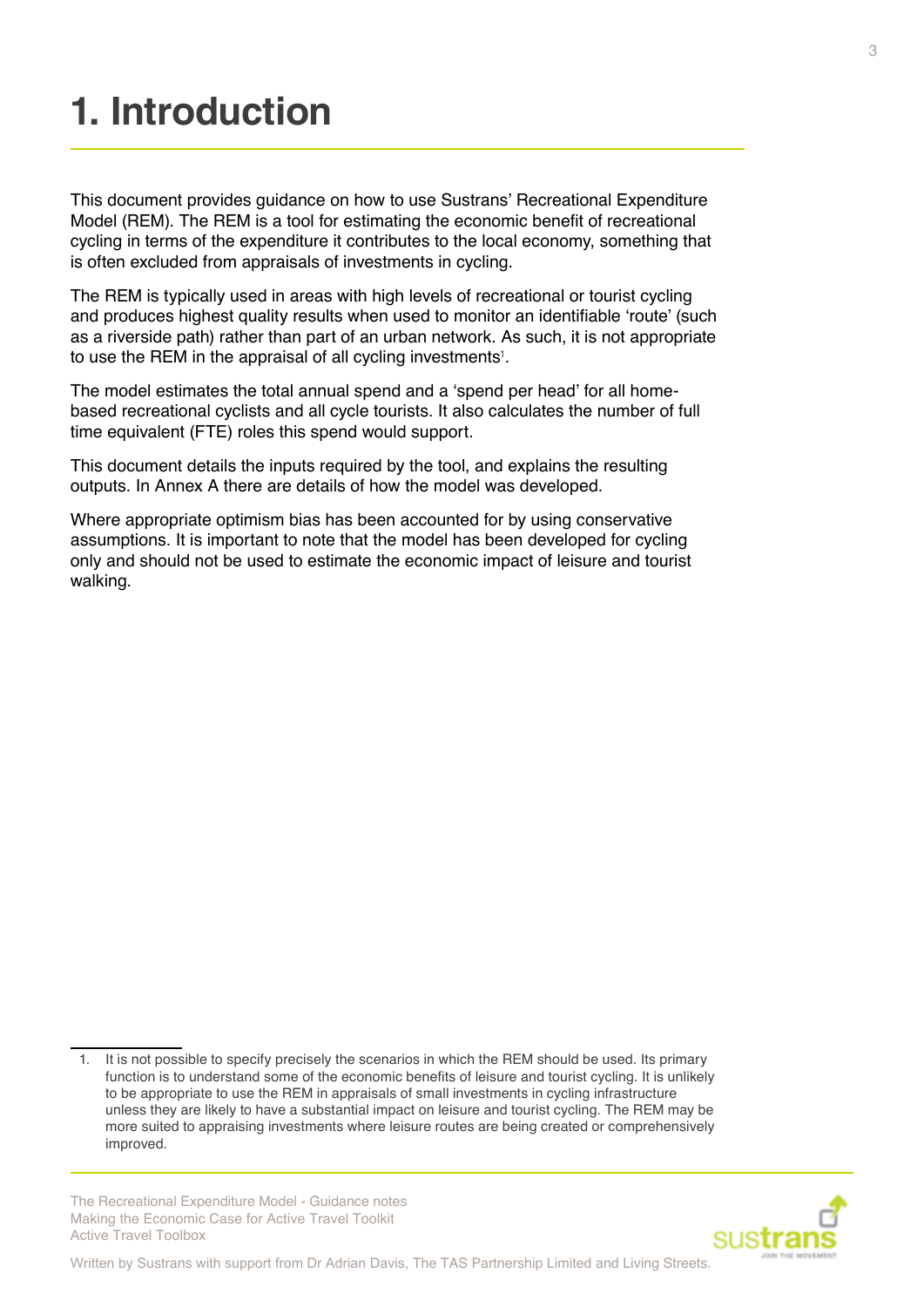# 1. Introduction

This document provides guidance on how to use Sustrans' Recreational Expenditure Model (REM). The REM is a tool for estimating the economic benefit of recreational cycling in terms of the expenditure it contributes to the local economy, something that is often excluded from appraisals of investments in cycling.

The REM is typically used in areas with high levels of recreational or tourist cycling and produces highest quality results when used to monitor an identifiable 'route' (such as a riverside path) rather than part of an urban network. As such, it is not appropriate to use the REM in the appraisal of all cycling investments[1].

The model estimates the total annual spend and a 'spend per head' for all home-based recreational cyclists and all cycle tourists. It also calculates the number of full time equivalent (FTE) roles this spend would support.

This document details the inputs required by the tool, and explains the resulting outputs. In Annex A there are details of how the model was developed.

Where appropriate optimism bias has been accounted for by using conservative assumptions. It is important to note that the model has been developed for cycling only and should not be used to estimate the economic impact of leisure and tourist walking.

1. It is not possible to specify precisely the scenarios in which the REM should be used. Its primary function is to understand some of the economic benefits of leisure and tourist cycling. It is unlikely to be appropriate to use the REM in appraisals of small investments in cycling infrastructure unless they are likely to have a substantial impact on leisure and tourist cycling. The REM may be more suited to appraising investments where leisure routes are being created or comprehensively improved.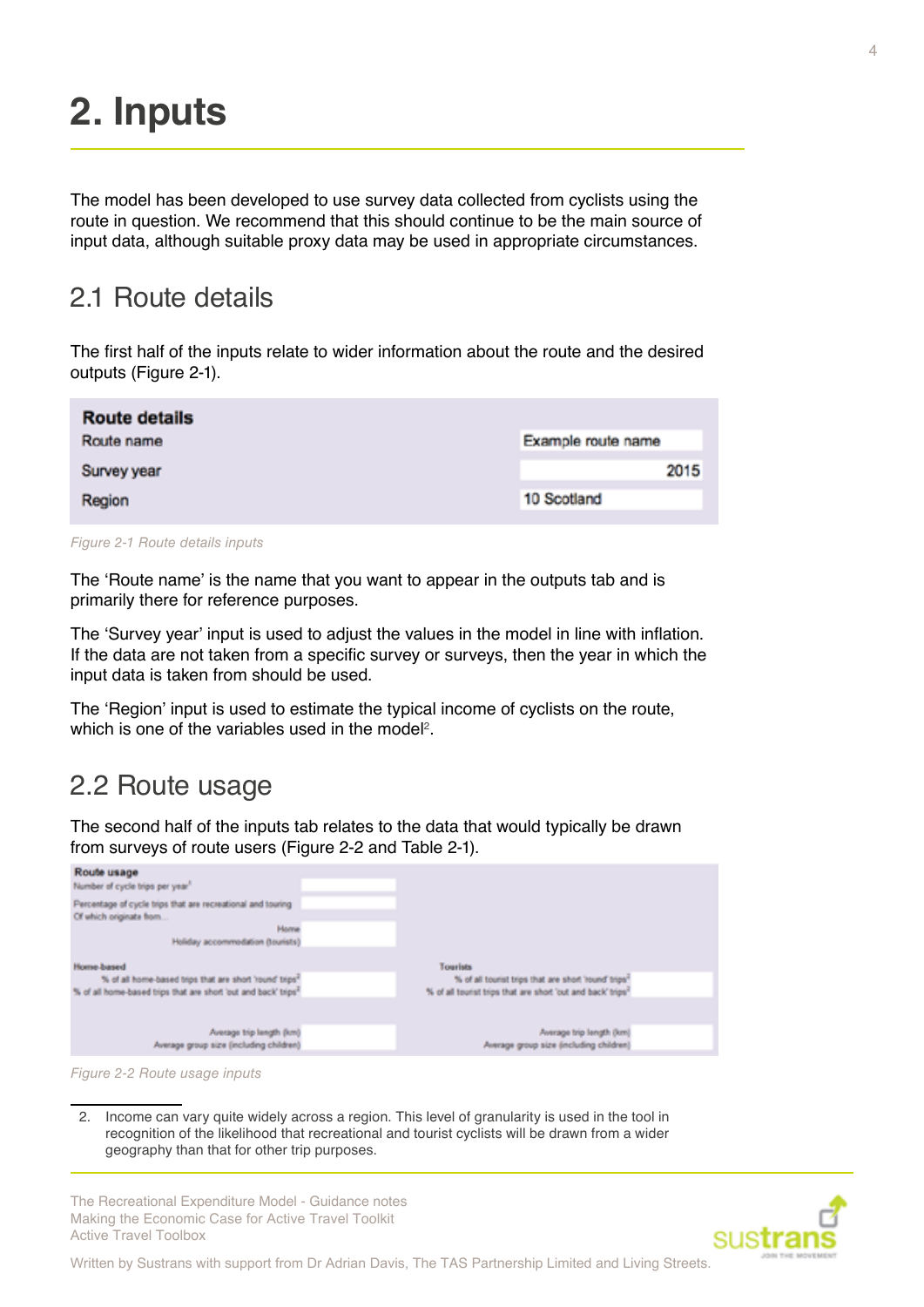# 2. Inputs

The model has been developed to use survey data collected from cyclists using the route in question. We recommend that this should continue to be the main source of input data, although suitable proxy data may be used in appropriate circumstances.

## 2.1 Route details

The first half of the inputs relate to wider information about the route and the desired outputs (Figure 2-1).

| Route details | |
|---|---|
| Route name | Example route name |
| Survey year | 2015 |
| Region | 10 Scotland |

*Figure 2-1 Route details inputs*

The 'Route name' is the name that you want to appear in the outputs tab and is primarily there for reference purposes.

The 'Survey year' input is used to adjust the values in the model in line with inflation. If the data are not taken from a specific survey or surveys, then the year in which the input data is taken from should be used.

The 'Region' input is used to estimate the typical income of cyclists on the route, which is one of the variables used in the model[2].

## 2.2 Route usage

The second half of the inputs tab relates to the data that would typically be drawn from surveys of route users (Figure 2-2 and Table 2-1).

**Route usage**

| | |
|---|---|
| Number of cycle trips per year[1] | |
| Percentage of cycle trips that are recreational and touring | |
| Of which originate from... | |
| Home | |
| Holiday accommodation (tourists) | |

| Home-based | | Tourists | |
|---|---|---|---|
| % of all home-based trips that are short 'round' trips[2] | | % of all tourist trips that are short 'round' trips[2] | |
| % of all home-based trips that are short 'out and back' trips[2] | | % of all tourist trips that are short 'out and back' trips[2] | |
| Average trip length (km) | | Average trip length (km) | |
| Average group size (including children) | | Average group size (including children) | |

*Figure 2-2 Route usage inputs*

2. Income can vary quite widely across a region. This level of granularity is used in the tool in recognition of the likelihood that recreational and tourist cyclists will be drawn from a wider geography than that for other trip purposes.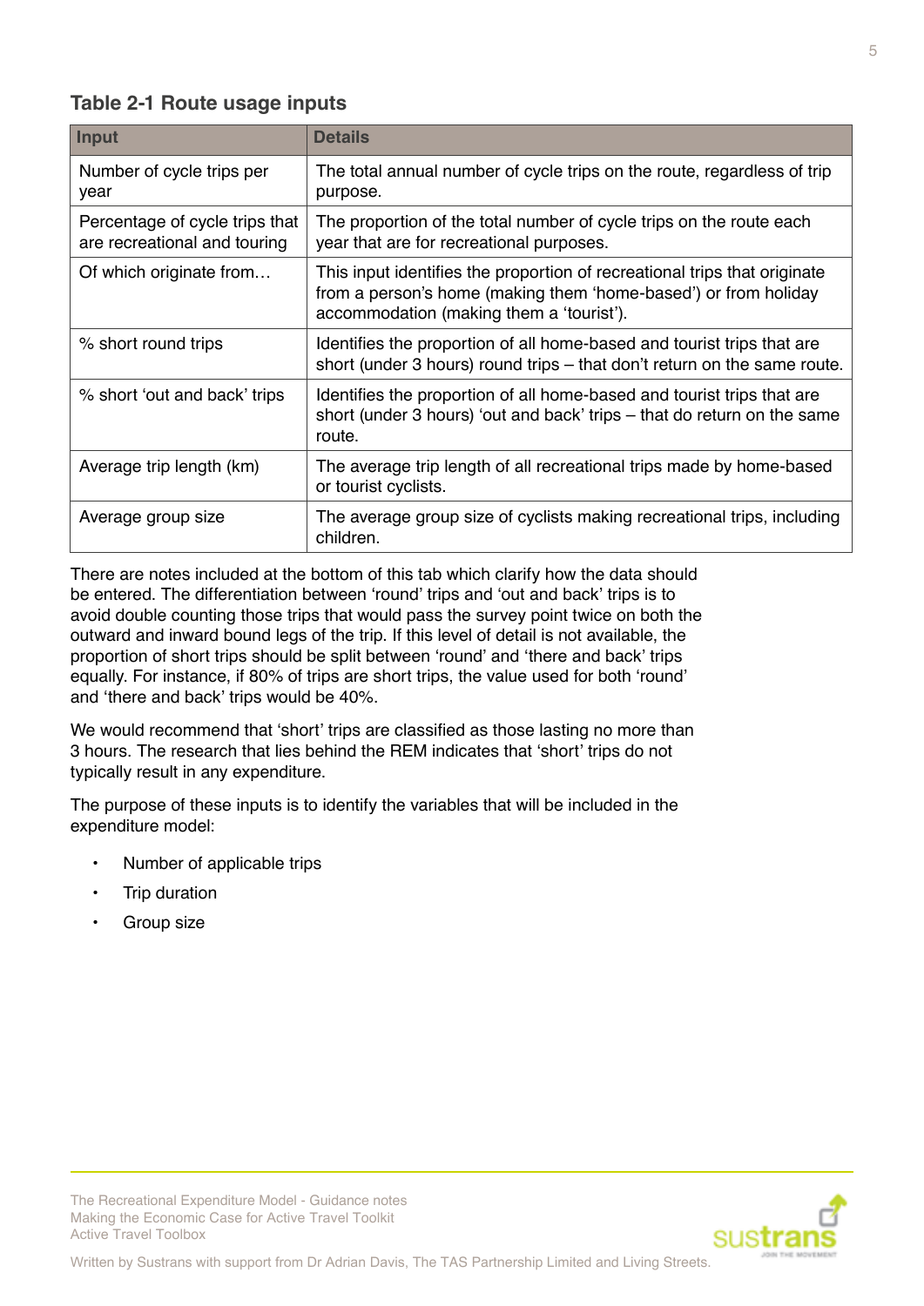**Table 2-1 Route usage inputs**

| Input | Details |
| --- | --- |
| Number of cycle trips per year | The total annual number of cycle trips on the route, regardless of trip purpose. |
| Percentage of cycle trips that are recreational and touring | The proportion of the total number of cycle trips on the route each year that are for recreational purposes. |
| Of which originate from… | This input identifies the proportion of recreational trips that originate from a person's home (making them 'home-based') or from holiday accommodation (making them a 'tourist'). |
| % short round trips | Identifies the proportion of all home-based and tourist trips that are short (under 3 hours) round trips – that don't return on the same route. |
| % short 'out and back' trips | Identifies the proportion of all home-based and tourist trips that are short (under 3 hours) 'out and back' trips – that do return on the same route. |
| Average trip length (km) | The average trip length of all recreational trips made by home-based or tourist cyclists. |
| Average group size | The average group size of cyclists making recreational trips, including children. |

There are notes included at the bottom of this tab which clarify how the data should be entered. The differentiation between 'round' trips and 'out and back' trips is to avoid double counting those trips that would pass the survey point twice on both the outward and inward bound legs of the trip. If this level of detail is not available, the proportion of short trips should be split between 'round' and 'there and back' trips equally. For instance, if 80% of trips are short trips, the value used for both 'round' and 'there and back' trips would be 40%.

We would recommend that 'short' trips are classified as those lasting no more than 3 hours. The research that lies behind the REM indicates that 'short' trips do not typically result in any expenditure.

The purpose of these inputs is to identify the variables that will be included in the expenditure model:

- Number of applicable trips
- Trip duration
- Group size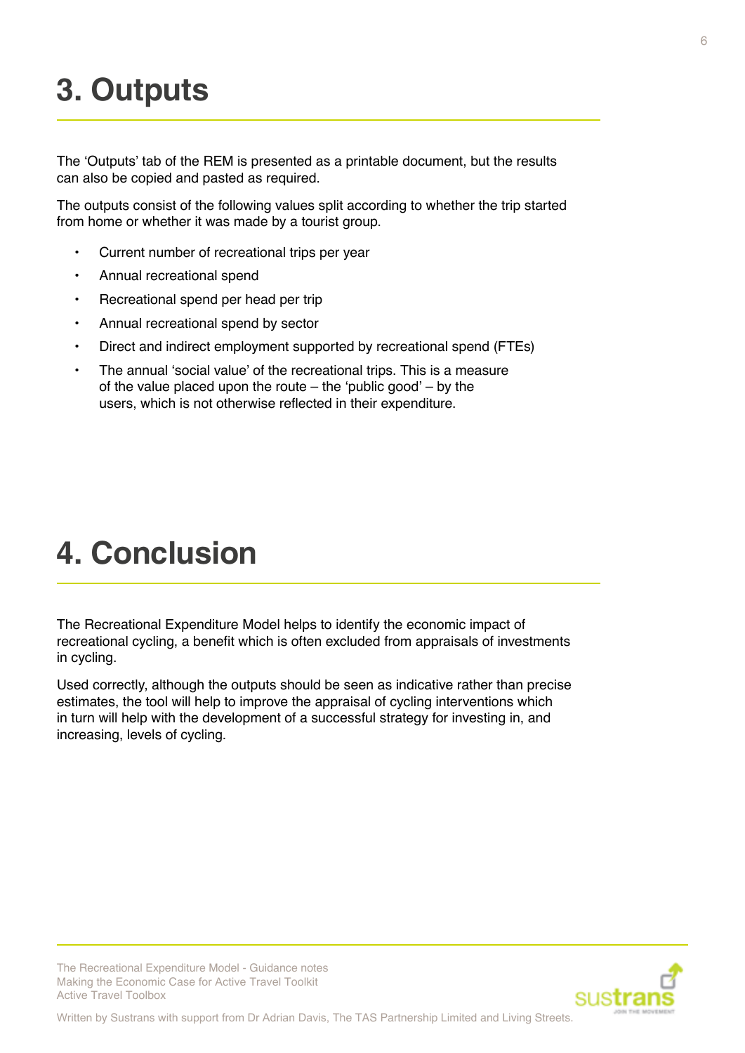# 3. Outputs

The 'Outputs' tab of the REM is presented as a printable document, but the results can also be copied and pasted as required.

The outputs consist of the following values split according to whether the trip started from home or whether it was made by a tourist group.

- Current number of recreational trips per year
- Annual recreational spend
- Recreational spend per head per trip
- Annual recreational spend by sector
- Direct and indirect employment supported by recreational spend (FTEs)
- The annual 'social value' of the recreational trips. This is a measure of the value placed upon the route – the 'public good' – by the users, which is not otherwise reflected in their expenditure.

# 4. Conclusion

The Recreational Expenditure Model helps to identify the economic impact of recreational cycling, a benefit which is often excluded from appraisals of investments in cycling.

Used correctly, although the outputs should be seen as indicative rather than precise estimates, the tool will help to improve the appraisal of cycling interventions which in turn will help with the development of a successful strategy for investing in, and increasing, levels of cycling.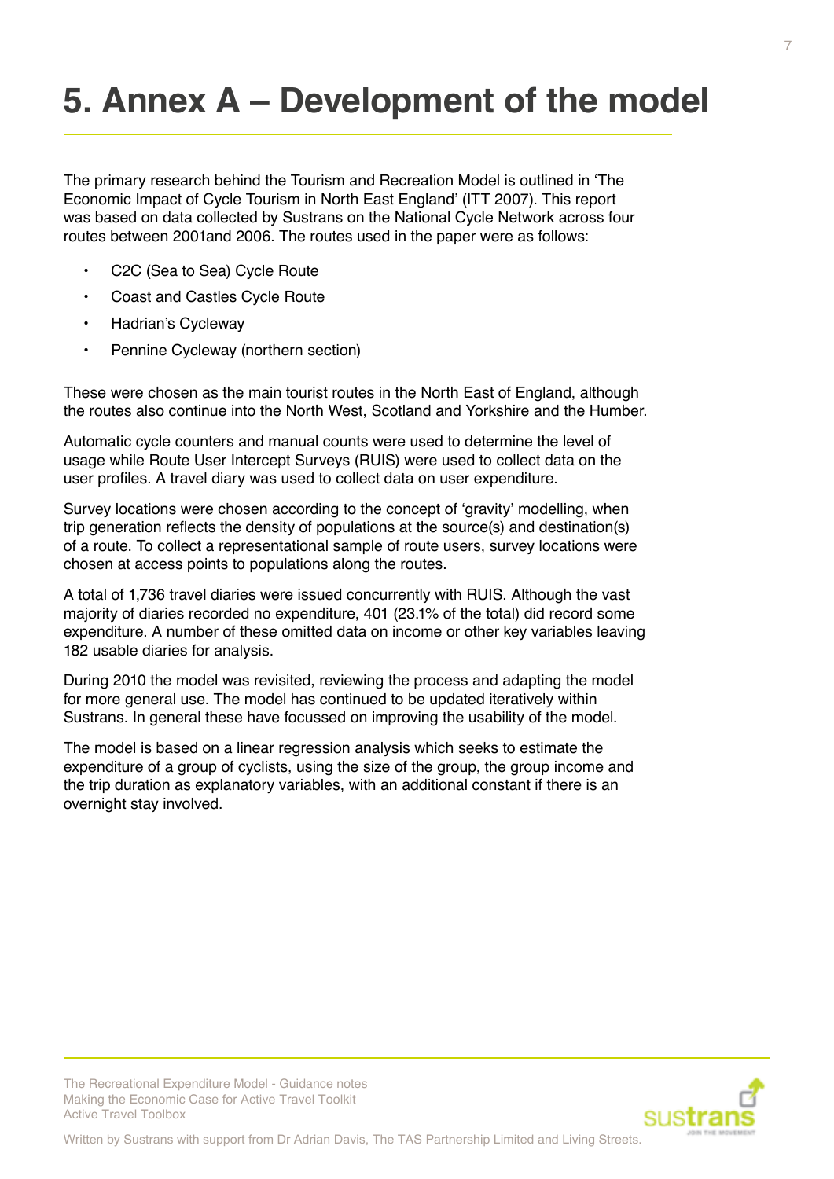# 5. Annex A – Development of the model

The primary research behind the Tourism and Recreation Model is outlined in 'The Economic Impact of Cycle Tourism in North East England' (ITT 2007). This report was based on data collected by Sustrans on the National Cycle Network across four routes between 2001and 2006. The routes used in the paper were as follows:

- C2C (Sea to Sea) Cycle Route
- Coast and Castles Cycle Route
- Hadrian's Cycleway
- Pennine Cycleway (northern section)

These were chosen as the main tourist routes in the North East of England, although the routes also continue into the North West, Scotland and Yorkshire and the Humber.

Automatic cycle counters and manual counts were used to determine the level of usage while Route User Intercept Surveys (RUIS) were used to collect data on the user profiles. A travel diary was used to collect data on user expenditure.

Survey locations were chosen according to the concept of 'gravity' modelling, when trip generation reflects the density of populations at the source(s) and destination(s) of a route. To collect a representational sample of route users, survey locations were chosen at access points to populations along the routes.

A total of 1,736 travel diaries were issued concurrently with RUIS. Although the vast majority of diaries recorded no expenditure, 401 (23.1% of the total) did record some expenditure. A number of these omitted data on income or other key variables leaving 182 usable diaries for analysis.

During 2010 the model was revisited, reviewing the process and adapting the model for more general use. The model has continued to be updated iteratively within Sustrans. In general these have focussed on improving the usability of the model.

The model is based on a linear regression analysis which seeks to estimate the expenditure of a group of cyclists, using the size of the group, the group income and the trip duration as explanatory variables, with an additional constant if there is an overnight stay involved.